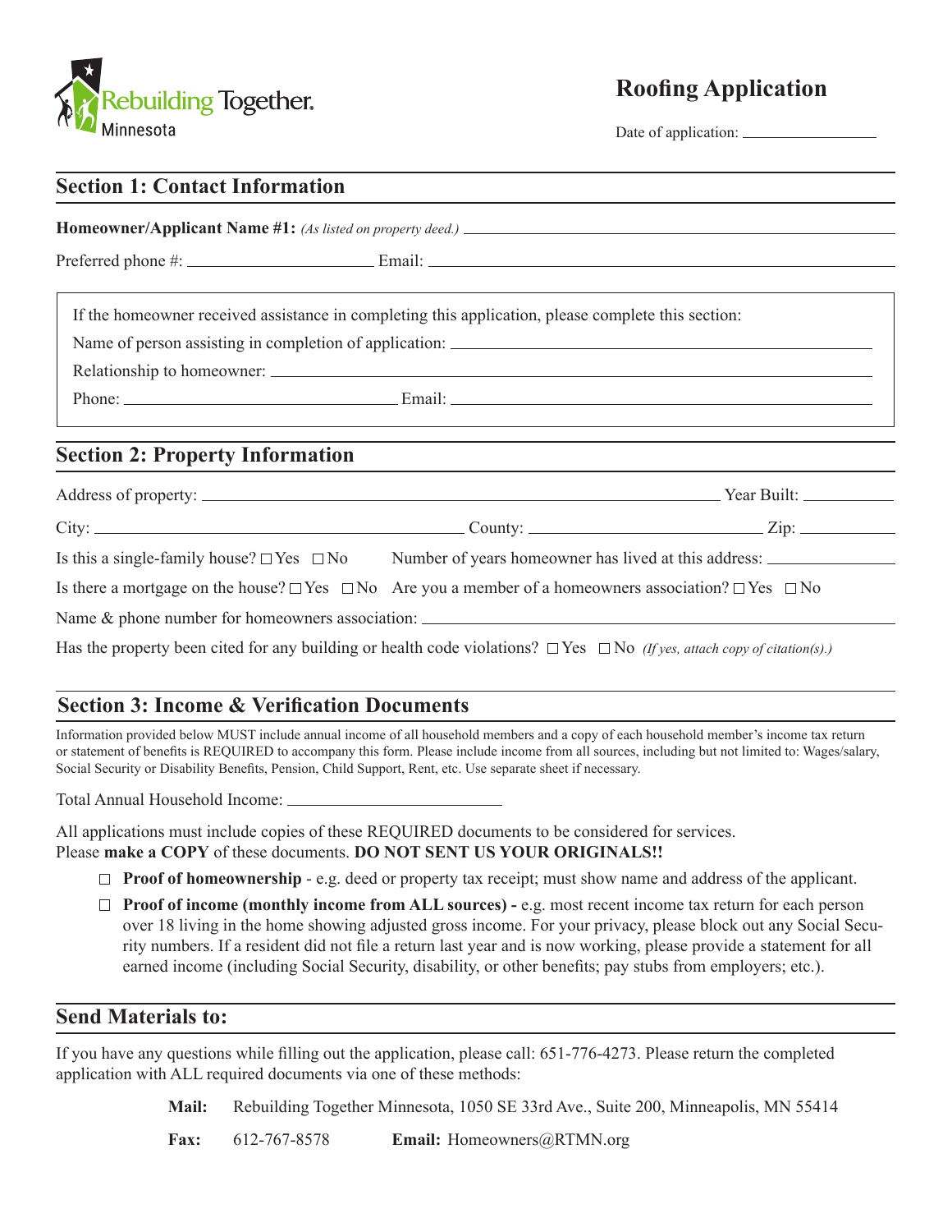Rebuilding Together. Minnesota

# Roofing Application

Date of application: ____________

## Section 1: Contact Information

**Homeowner/Applicant Name #1:** *(As listed on property deed.)* ____________

Preferred phone #: ____________ Email: ____________

If the homeowner received assistance in completing this application, please complete this section:

Name of person assisting in completion of application: ____________

Relationship to homeowner: ____________

Phone: ____________ Email: ____________

## Section 2: Property Information

Address of property: ____________ Year Built: ____________

City: ____________ County: ____________ Zip: ____________

Is this a single-family house? ☐ Yes ☐ No Number of years homeowner has lived at this address: ____________

Is there a mortgage on the house? ☐ Yes ☐ No Are you a member of a homeowners association? ☐ Yes ☐ No

Name & phone number for homeowners association: ____________

Has the property been cited for any building or health code violations? ☐ Yes ☐ No *(If yes, attach copy of citation(s).)*

## Section 3: Income & Verification Documents

Information provided below MUST include annual income of all household members and a copy of each household member's income tax return or statement of benefits is REQUIRED to accompany this form. Please include income from all sources, including but not limited to: Wages/salary, Social Security or Disability Benefits, Pension, Child Support, Rent, etc. Use separate sheet if necessary.

Total Annual Household Income: ____________

All applications must include copies of these REQUIRED documents to be considered for services. Please **make a COPY** of these documents. **DO NOT SENT US YOUR ORIGINALS!!**

- ☐ **Proof of homeownership** - e.g. deed or property tax receipt; must show name and address of the applicant.
- ☐ **Proof of income (monthly income from ALL sources) -** e.g. most recent income tax return for each person over 18 living in the home showing adjusted gross income. For your privacy, please block out any Social Security numbers. If a resident did not file a return last year and is now working, please provide a statement for all earned income (including Social Security, disability, or other benefits; pay stubs from employers; etc.).

## Send Materials to:

If you have any questions while filling out the application, please call: 651-776-4273. Please return the completed application with ALL required documents via one of these methods:

**Mail:** Rebuilding Together Minnesota, 1050 SE 33rd Ave., Suite 200, Minneapolis, MN 55414

**Fax:** 612-767-8578 **Email:** Homeowners@RTMN.org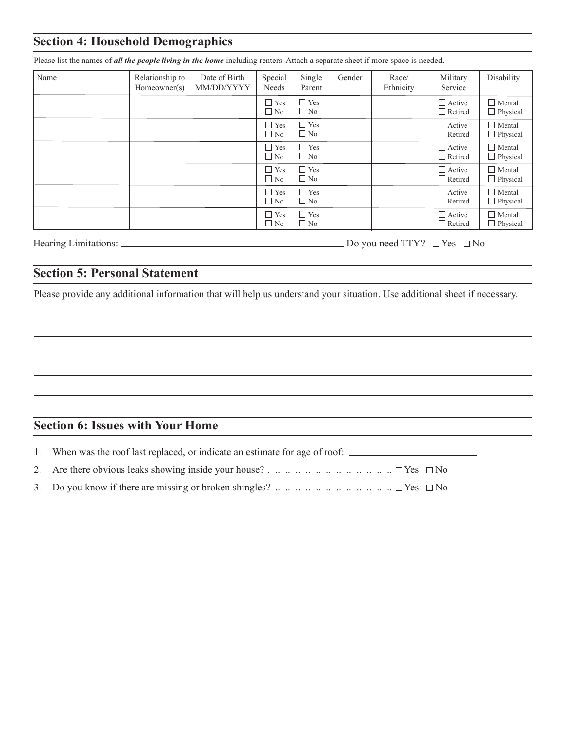## Section 4: Household Demographics

Please list the names of ***all the people living in the home*** including renters. Attach a separate sheet if more space is needed.

| Name | Relationship to Homeowner(s) | Date of Birth MM/DD/YYYY | Special Needs | Single Parent | Gender | Race/ Ethnicity | Military Service | Disability |
|---|---|---|---|---|---|---|---|---|
| | | | ☐ Yes ☐ No | ☐ Yes ☐ No | | | ☐ Active ☐ Retired | ☐ Mental ☐ Physical |
| | | | ☐ Yes ☐ No | ☐ Yes ☐ No | | | ☐ Active ☐ Retired | ☐ Mental ☐ Physical |
| | | | ☐ Yes ☐ No | ☐ Yes ☐ No | | | ☐ Active ☐ Retired | ☐ Mental ☐ Physical |
| | | | ☐ Yes ☐ No | ☐ Yes ☐ No | | | ☐ Active ☐ Retired | ☐ Mental ☐ Physical |
| | | | ☐ Yes ☐ No | ☐ Yes ☐ No | | | ☐ Active ☐ Retired | ☐ Mental ☐ Physical |
| | | | ☐ Yes ☐ No | ☐ Yes ☐ No | | | ☐ Active ☐ Retired | ☐ Mental ☐ Physical |

Hearing Limitations: ______________________________ Do you need TTY? ☐ Yes ☐ No

## Section 5: Personal Statement

Please provide any additional information that will help us understand your situation. Use additional sheet if necessary.

______________________________

______________________________

______________________________

______________________________

______________________________

## Section 6: Issues with Your Home

1. When was the roof last replaced, or indicate an estimate for age of roof: ______________________
2. Are there obvious leaks showing inside your house? . .. .. .. .. .. .. .. .. .. .. .. .. .. ☐ Yes ☐ No
3. Do you know if there are missing or broken shingles? .. .. .. .. .. .. .. .. .. .. .. .. .. ☐ Yes ☐ No